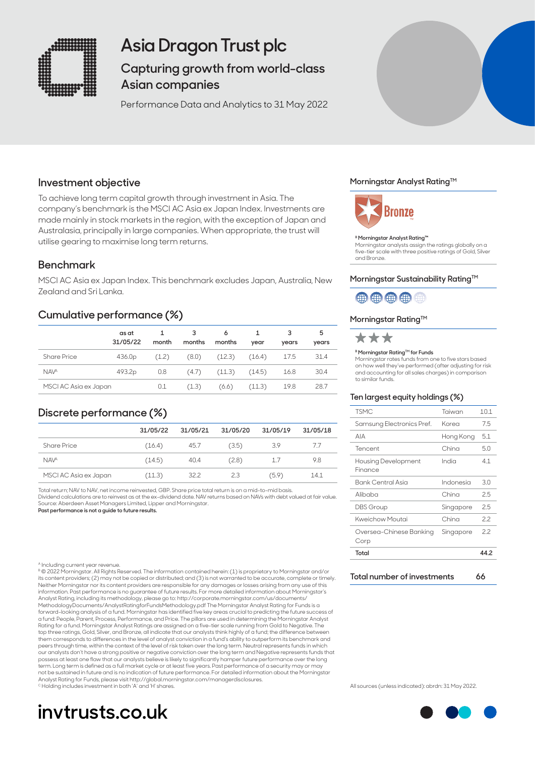# Asia Dragon Trust plc

## Capturing growth from world-class Asian companies

Performance Data and Analytics to 31 May 2022

## Investment objective

To achieve long term capital growth through investment in Asia. The company's benchmark is the MSCI AC Asia ex Japan Index. Investments are made mainly in stock markets in the region, with the exception of Japan and Australasia, principally in large companies. When appropriate, the trust will utilise gearing to maximise long term returns.

## Benchmark

MSCI AC Asia ex Japan Index. This benchmark excludes Japan, Australia, New Zealand and Sri Lanka.

## Cumulative performance (%)

| | as at 31/05/22 | 1 month | 3 months | 6 months | 1 year | 3 years | 5 years |
|---|---|---|---|---|---|---|---|
| Share Price | 436.0p | (1.2) | (8.0) | (12.3) | (16.4) | 17.5 | 31.4 |
| NAV[A] | 493.2p | 0.8 | (4.7) | (11.3) | (14.5) | 16.8 | 30.4 |
| MSCI AC Asia ex Japan | | 0.1 | (1.3) | (6.6) | (11.3) | 19.8 | 28.7 |

## Discrete performance (%)

| | 31/05/22 | 31/05/21 | 31/05/20 | 31/05/19 | 31/05/18 |
|---|---|---|---|---|---|
| Share Price | (16.4) | 45.7 | (3.5) | 3.9 | 7.7 |
| NAV[A] | (14.5) | 40.4 | (2.8) | 1.7 | 9.8 |
| MSCI AC Asia ex Japan | (11.3) | 32.2 | 2.3 | (5.9) | 14.1 |

Total return; NAV to NAV, net income reinvested, GBP. Share price total return is on a mid-to-mid basis.
Dividend calculations are to reinvest as at the ex-dividend date. NAV returns based on NAVs with debt valued at fair value.
Source: Aberdeen Asset Managers Limited, Lipper and Morningstar.
**Past performance is not a guide to future results.**

## Morningstar Analyst Rating™

Bronze

[B] **Morningstar Analyst Rating™**
Morningstar analysts assign the ratings globally on a five-tier scale with three positive ratings of Gold, Silver and Bronze.

## Morningstar Sustainability Rating™

## Morningstar Rating™

★★★

[B] **Morningstar Rating™ for Funds**
Morningstar rates funds from one to five stars based on how well they've performed (after adjusting for risk and accounting for all sales charges) in comparison to similar funds.

## Ten largest equity holdings (%)

| | | |
|---|---|---|
| TSMC | Taiwan | 10.1 |
| Samsung Electronics Pref. | Korea | 7.5 |
| AIA | Hong Kong | 5.1 |
| Tencent | China | 5.0 |
| Housing Development Finance | India | 4.1 |
| Bank Central Asia | Indonesia | 3.0 |
| Alibaba | China | 2.5 |
| DBS Group | Singapore | 2.5 |
| Kweichow Moutai | China | 2.2 |
| Oversea-Chinese Banking Corp | Singapore | 2.2 |
| **Total** | | **44.2** |

**Total number of investments** 66

All sources (unless indicated): abrdn: 31 May 2022.

[A] Including current year revenue.
[B] © 2022 Morningstar. All Rights Reserved. The information contained herein: (1) is proprietary to Morningstar and/or its content providers; (2) may not be copied or distributed; and (3) is not warranted to be accurate, complete or timely. Neither Morningstar nor its content providers are responsible for any damages or losses arising from any use of this information. Past performance is no guarantee of future results. For more detailed information about Morningstar's Analyst Rating, including its methodology, please go to: http://corporate.morningstar.com/us/documents/MethodologyDocuments/AnalystRatingforFundsMethodology.pdf The Morningstar Analyst Rating for Funds is a forward-looking analysis of a fund. Morningstar has identified five key areas crucial to predicting the future success of a fund: People, Parent, Process, Performance, and Price. The pillars are used in determining the Morningstar Analyst Rating for a fund. Morningstar Analyst Ratings are assigned on a five-tier scale running from Gold to Negative. The top three ratings, Gold, Silver, and Bronze, all indicate that our analysts think highly of a fund; the difference between them corresponds to differences in the level of analyst conviction in a fund's ability to outperform its benchmark and peers through time, within the context of the level of risk taken over the long term. Neutral represents funds in which our analysts don't have a strong positive or negative conviction over the long term and Negative represents funds that possess at least one flaw that our analysts believe is likely to significantly hamper future performance over the long term. Long term is defined as a full market cycle or at least five years. Past performance of a security may or may not be sustained in future and is no indication of future performance. For detailed information about the Morningstar Analyst Rating for Funds, please visit http://global.morningstar.com/managerdisclosures.
[C] Holding includes investment in both 'A' and 'H' shares.

**invtrusts.co.uk**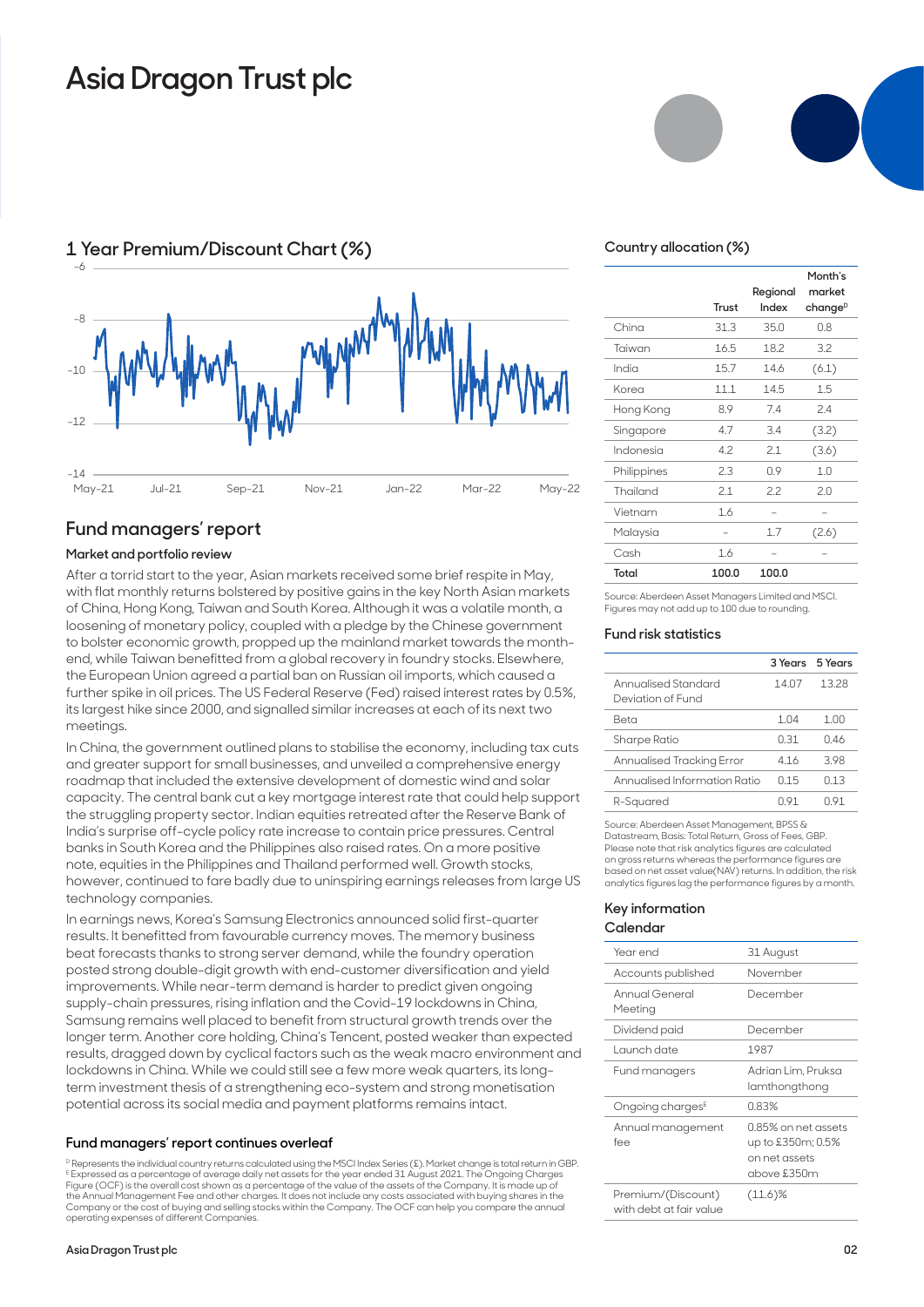# Asia Dragon Trust plc

## 1 Year Premium/Discount Chart (%)

-6
-8
-10
-12
-14
May-21 Jul-21 Sep-21 Nov-21 Jan-22 Mar-22 May-22

## Fund managers' report

### Market and portfolio review

After a torrid start to the year, Asian markets received some brief respite in May, with flat monthly returns bolstered by positive gains in the key North Asian markets of China, Hong Kong, Taiwan and South Korea. Although it was a volatile month, a loosening of monetary policy, coupled with a pledge by the Chinese government to bolster economic growth, propped up the mainland market towards the month-end, while Taiwan benefitted from a global recovery in foundry stocks. Elsewhere, the European Union agreed a partial ban on Russian oil imports, which caused a further spike in oil prices. The US Federal Reserve (Fed) raised interest rates by 0.5%, its largest hike since 2000, and signalled similar increases at each of its next two meetings.

In China, the government outlined plans to stabilise the economy, including tax cuts and greater support for small businesses, and unveiled a comprehensive energy roadmap that included the extensive development of domestic wind and solar capacity. The central bank cut a key mortgage interest rate that could help support the struggling property sector. Indian equities retreated after the Reserve Bank of India's surprise off-cycle policy rate increase to contain price pressures. Central banks in South Korea and the Philippines also raised rates. On a more positive note, equities in the Philippines and Thailand performed well. Growth stocks, however, continued to fare badly due to uninspiring earnings releases from large US technology companies.

In earnings news, Korea's Samsung Electronics announced solid first-quarter results. It benefitted from favourable currency moves. The memory business beat forecasts thanks to strong server demand, while the foundry operation posted strong double-digit growth with end-customer diversification and yield improvements. While near-term demand is harder to predict given ongoing supply-chain pressures, rising inflation and the Covid-19 lockdowns in China, Samsung remains well placed to benefit from structural growth trends over the longer term. Another core holding, China's Tencent, posted weaker than expected results, dragged down by cyclical factors such as the weak macro environment and lockdowns in China. While we could still see a few more weak quarters, its long-term investment thesis of a strengthening eco-system and strong monetisation potential across its social media and payment platforms remains intact.

**Fund managers' report continues overleaf**

[D] Represents the individual country returns calculated using the MSCI Index Series (£). Market change is total return in GBP.
[E] Expressed as a percentage of average daily net assets for the year ended 31 August 2021. The Ongoing Charges Figure (OCF) is the overall cost shown as a percentage of the value of the assets of the Company. It is made up of the Annual Management Fee and other charges. It does not include any costs associated with buying shares in the Company or the cost of buying and selling stocks within the Company. The OCF can help you compare the annual operating expenses of different Companies.

### Country allocation (%)

| | Trust | Regional Index | Month's market change[D] |
|---|---|---|---|
| China | 31.3 | 35.0 | 0.8 |
| Taiwan | 16.5 | 18.2 | 3.2 |
| India | 15.7 | 14.6 | (6.1) |
| Korea | 11.1 | 14.5 | 1.5 |
| Hong Kong | 8.9 | 7.4 | 2.4 |
| Singapore | 4.7 | 3.4 | (3.2) |
| Indonesia | 4.2 | 2.1 | (3.6) |
| Philippines | 2.3 | 0.9 | 1.0 |
| Thailand | 2.1 | 2.2 | 2.0 |
| Vietnam | 1.6 | – | – |
| Malaysia | – | 1.7 | (2.6) |
| Cash | 1.6 | – | – |
| **Total** | **100.0** | **100.0** | |

Source: Aberdeen Asset Managers Limited and MSCI. Figures may not add up to 100 due to rounding.

### Fund risk statistics

| | 3 Years | 5 Years |
|---|---|---|
| Annualised Standard Deviation of Fund | 14.07 | 13.28 |
| Beta | 1.04 | 1.00 |
| Sharpe Ratio | 0.31 | 0.46 |
| Annualised Tracking Error | 4.16 | 3.98 |
| Annualised Information Ratio | 0.15 | 0.13 |
| R-Squared | 0.91 | 0.91 |

Source: Aberdeen Asset Management, BPSS & Datastream, Basis: Total Return, Gross of Fees, GBP. Please note that risk analytics figures are calculated on gross returns whereas the performance figures are based on net asset value(NAV) returns. In addition, the risk analytics figures lag the performance figures by a month.

### Key information Calendar

| | |
|---|---|
| Year end | 31 August |
| Accounts published | November |
| Annual General Meeting | December |
| Dividend paid | December |
| Launch date | 1987 |
| Fund managers | Adrian Lim, Pruksa Iamthongthong |
| Ongoing charges[E] | 0.83% |
| Annual management fee | 0.85% on net assets up to £350m; 0.5% on net assets above £350m |
| Premium/(Discount) with debt at fair value | (11.6)% |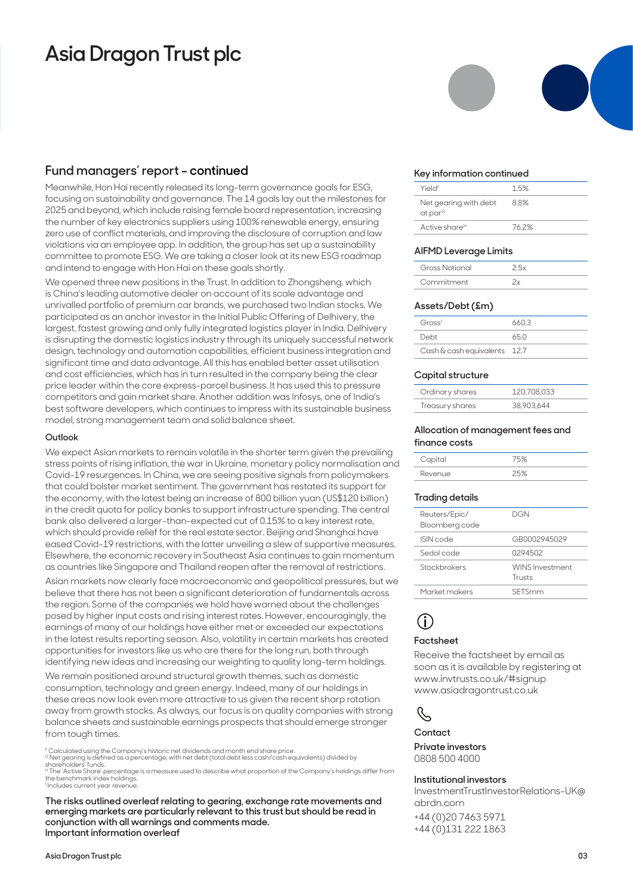# Asia Dragon Trust plc

## Fund managers' report - continued

Meanwhile, Hon Hai recently released its long-term governance goals for ESG, focusing on sustainability and governance. The 14 goals lay out the milestones for 2025 and beyond, which include raising female board representation, increasing the number of key electronics suppliers using 100% renewable energy, ensuring zero use of conflict materials, and improving the disclosure of corruption and law violations via an employee app. In addition, the group has set up a sustainability committee to promote ESG. We are taking a closer look at its new ESG roadmap and intend to engage with Hon Hai on these goals shortly.

We opened three new positions in the Trust. In addition to Zhongsheng, which is China's leading automotive dealer on account of its scale advantage and unrivalled portfolio of premium car brands, we purchased two Indian stocks. We participated as an anchor investor in the Initial Public Offering of Delhivery, the largest, fastest growing and only fully integrated logistics player in India. Delhivery is disrupting the domestic logistics industry through its uniquely successful network design, technology and automation capabilities, efficient business integration and significant time and data advantage. All this has enabled better asset utilisation and cost efficiencies, which has in turn resulted in the company being the clear price leader within the core express-parcel business. It has used this to pressure competitors and gain market share. Another addition was Infosys, one of India's best software developers, which continues to impress with its sustainable business model, strong management team and solid balance sheet.

### Outlook

We expect Asian markets to remain volatile in the shorter term given the prevailing stress points of rising inflation, the war in Ukraine, monetary policy normalisation and Covid-19 resurgences. In China, we are seeing positive signals from policymakers that could bolster market sentiment. The government has restated its support for the economy, with the latest being an increase of 800 billion yuan (US$120 billion) in the credit quota for policy banks to support infrastructure spending. The central bank also delivered a larger-than-expected cut of 0.15% to a key interest rate, which should provide relief for the real estate sector. Beijing and Shanghai have eased Covid-19 restrictions, with the latter unveiling a slew of supportive measures. Elsewhere, the economic recovery in Southeast Asia continues to gain momentum as countries like Singapore and Thailand reopen after the removal of restrictions.

Asian markets now clearly face macroeconomic and geopolitical pressures, but we believe that there has not been a significant deterioration of fundamentals across the region. Some of the companies we hold have warned about the challenges posed by higher input costs and rising interest rates. However, encouragingly, the earnings of many of our holdings have either met or exceeded our expectations in the latest results reporting season. Also, volatility in certain markets has created opportunities for investors like us who are there for the long run, both through identifying new ideas and increasing our weighting to quality long-term holdings.

We remain positioned around structural growth themes, such as domestic consumption, technology and green energy. Indeed, many of our holdings in these areas now look even more attractive to us given the recent sharp rotation away from growth stocks. As always, our focus is on quality companies with strong balance sheets and sustainable earnings prospects that should emerge stronger from tough times.

[F] Calculated using the Company's historic net dividends and month end share price.
[G] Net gearing is defined as a percentage, with net debt (total debt less cash/cash equivalents) divided by shareholders' funds.
[H] The 'Active Share' percentage is a measure used to describe what proportion of the Company's holdings differ from the benchmark index holdings.
[I] Includes current year revenue.

**The risks outlined overleaf relating to gearing, exchange rate movements and emerging markets are particularly relevant to this trust but should be read in conjunction with all warnings and comments made.**
**Important information overleaf**

### Key information continued

| | |
|---|---|
| Yield[F] | 1.5% |
| Net gearing with debt at par[G] | 8.8% |
| Active share[H] | 76.2% |

### AIFMD Leverage Limits

| | |
|---|---|
| Gross Notional | 2.5x |
| Commitment | 2x |

### Assets/Debt (£m)

| | |
|---|---|
| Gross[I] | 660.3 |
| Debt | 65.0 |
| Cash & cash equivalents | 12.7 |

### Capital structure

| | |
|---|---|
| Ordinary shares | 120,708,033 |
| Treasury shares | 38,903,644 |

### Allocation of management fees and finance costs

| | |
|---|---|
| Capital | 75% |
| Revenue | 25% |

### Trading details

| | |
|---|---|
| Reuters/Epic/ Bloomberg code | DGN |
| ISIN code | GB0002945029 |
| Sedol code | 0294502 |
| Stockbrokers | WINS Investment Trusts |
| Market makers | SETSmm |

### Factsheet

Receive the factsheet by email as soon as it is available by registering at www.invtrusts.co.uk/#signup www.asiadragontrust.co.uk

### Contact

**Private investors**
0808 500 4000

**Institutional investors**
InvestmentTrustInvestorRelations-UK@abrdn.com
+44 (0)20 7463 5971
+44 (0)131 222 1863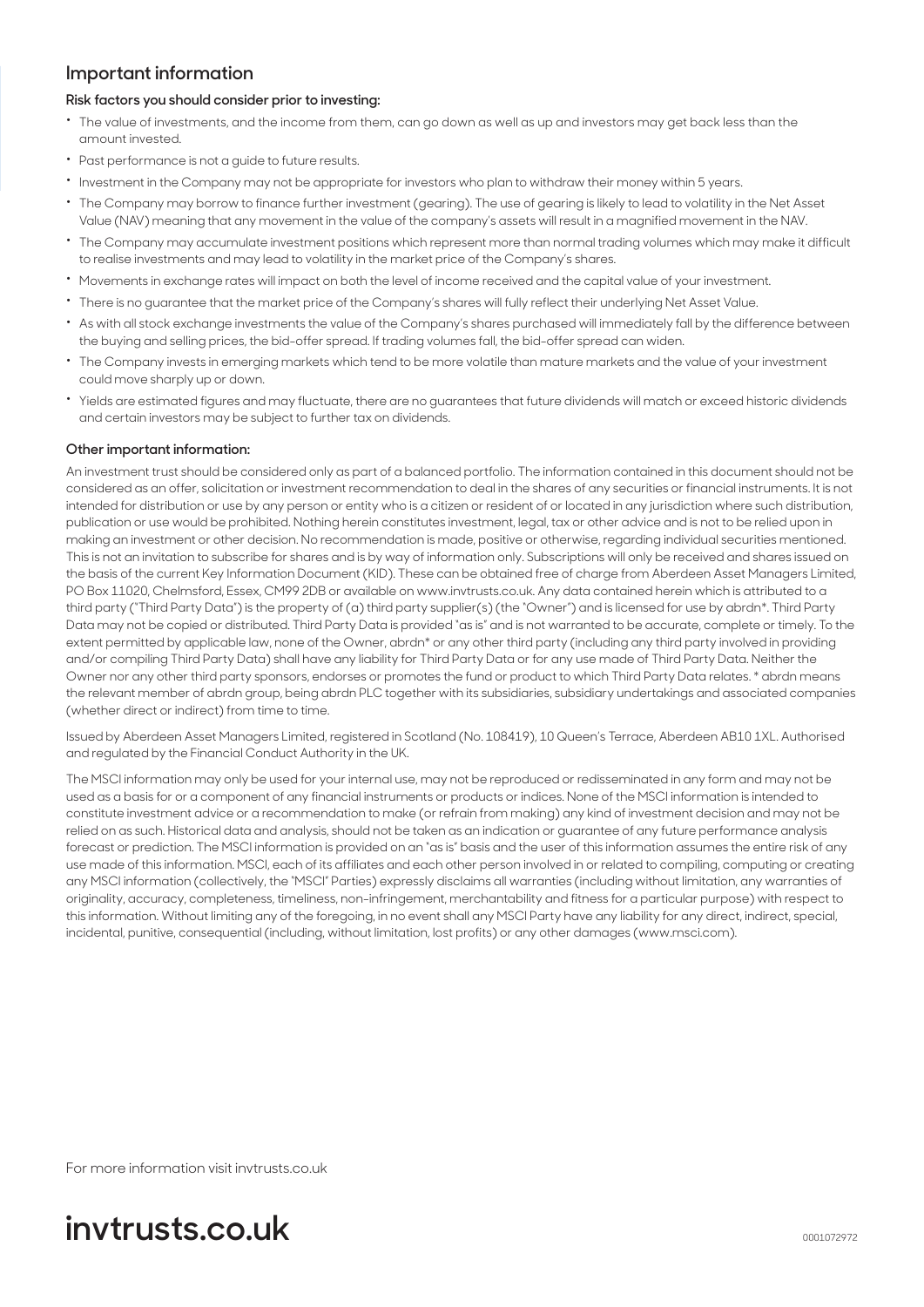## Important information

**Risk factors you should consider prior to investing:**

- The value of investments, and the income from them, can go down as well as up and investors may get back less than the amount invested.
- Past performance is not a guide to future results.
- Investment in the Company may not be appropriate for investors who plan to withdraw their money within 5 years.
- The Company may borrow to finance further investment (gearing). The use of gearing is likely to lead to volatility in the Net Asset Value (NAV) meaning that any movement in the value of the company's assets will result in a magnified movement in the NAV.
- The Company may accumulate investment positions which represent more than normal trading volumes which may make it difficult to realise investments and may lead to volatility in the market price of the Company's shares.
- Movements in exchange rates will impact on both the level of income received and the capital value of your investment.
- There is no guarantee that the market price of the Company's shares will fully reflect their underlying Net Asset Value.
- As with all stock exchange investments the value of the Company's shares purchased will immediately fall by the difference between the buying and selling prices, the bid-offer spread. If trading volumes fall, the bid-offer spread can widen.
- The Company invests in emerging markets which tend to be more volatile than mature markets and the value of your investment could move sharply up or down.
- Yields are estimated figures and may fluctuate, there are no guarantees that future dividends will match or exceed historic dividends and certain investors may be subject to further tax on dividends.

**Other important information:**

An investment trust should be considered only as part of a balanced portfolio. The information contained in this document should not be considered as an offer, solicitation or investment recommendation to deal in the shares of any securities or financial instruments. It is not intended for distribution or use by any person or entity who is a citizen or resident of or located in any jurisdiction where such distribution, publication or use would be prohibited. Nothing herein constitutes investment, legal, tax or other advice and is not to be relied upon in making an investment or other decision. No recommendation is made, positive or otherwise, regarding individual securities mentioned. This is not an invitation to subscribe for shares and is by way of information only. Subscriptions will only be received and shares issued on the basis of the current Key Information Document (KID). These can be obtained free of charge from Aberdeen Asset Managers Limited, PO Box 11020, Chelmsford, Essex, CM99 2DB or available on www.invtrusts.co.uk. Any data contained herein which is attributed to a third party ("Third Party Data") is the property of (a) third party supplier(s) (the "Owner") and is licensed for use by abrdn*. Third Party Data may not be copied or distributed. Third Party Data is provided "as is" and is not warranted to be accurate, complete or timely. To the extent permitted by applicable law, none of the Owner, abrdn* or any other third party (including any third party involved in providing and/or compiling Third Party Data) shall have any liability for Third Party Data or for any use made of Third Party Data. Neither the Owner nor any other third party sponsors, endorses or promotes the fund or product to which Third Party Data relates. * abrdn means the relevant member of abrdn group, being abrdn PLC together with its subsidiaries, subsidiary undertakings and associated companies (whether direct or indirect) from time to time.

Issued by Aberdeen Asset Managers Limited, registered in Scotland (No. 108419), 10 Queen's Terrace, Aberdeen AB10 1XL. Authorised and regulated by the Financial Conduct Authority in the UK.

The MSCI information may only be used for your internal use, may not be reproduced or redisseminated in any form and may not be used as a basis for or a component of any financial instruments or products or indices. None of the MSCI information is intended to constitute investment advice or a recommendation to make (or refrain from making) any kind of investment decision and may not be relied on as such. Historical data and analysis, should not be taken as an indication or guarantee of any future performance analysis forecast or prediction. The MSCI information is provided on an "as is" basis and the user of this information assumes the entire risk of any use made of this information. MSCI, each of its affiliates and each other person involved in or related to compiling, computing or creating any MSCI information (collectively, the "MSCI" Parties) expressly disclaims all warranties (including without limitation, any warranties of originality, accuracy, completeness, timeliness, non-infringement, merchantability and fitness for a particular purpose) with respect to this information. Without limiting any of the foregoing, in no event shall any MSCI Party have any liability for any direct, indirect, special, incidental, punitive, consequential (including, without limitation, lost profits) or any other damages (www.msci.com).

For more information visit invtrusts.co.uk

# invtrusts.co.uk

0001072972